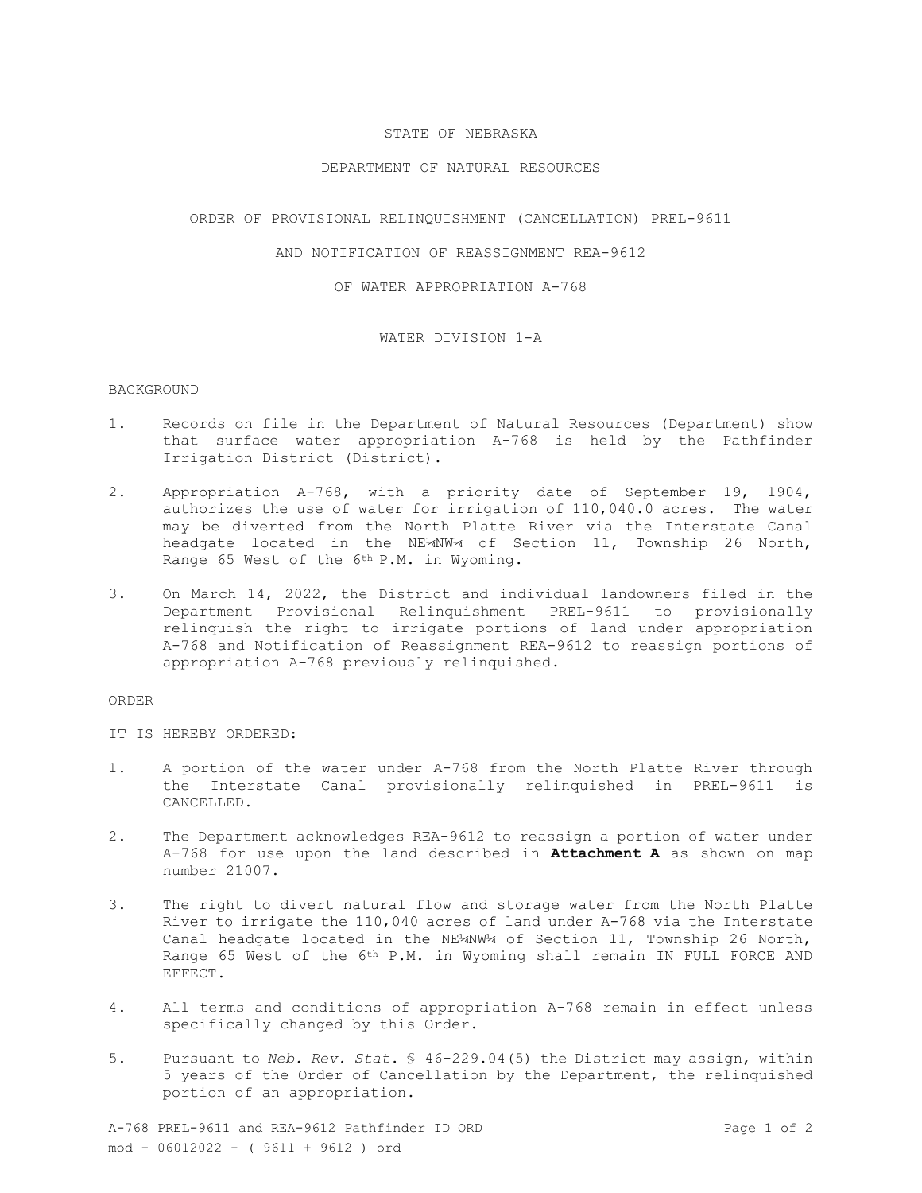# STATE OF NEBRASKA

## DEPARTMENT OF NATURAL RESOURCES

## ORDER OF PROVISIONAL RELINQUISHMENT (CANCELLATION) PREL-9611

## AND NOTIFICATION OF REASSIGNMENT REA-9612

## OF WATER APPROPRIATION A-768

## WATER DIVISION 1-A

BACKGROUND

1. Records on file in the Department of Natural Resources (Department) show that surface water appropriation A-768 is held by the Pathfinder Irrigation District (District).

2. Appropriation A-768, with a priority date of September 19, 1904, authorizes the use of water for irrigation of 110,040.0 acres. The water may be diverted from the North Platte River via the Interstate Canal headgate located in the NE¼NW¼ of Section 11, Township 26 North, Range 65 West of the 6th P.M. in Wyoming.

3. On March 14, 2022, the District and individual landowners filed in the Department Provisional Relinquishment PREL-9611 to provisionally relinquish the right to irrigate portions of land under appropriation A-768 and Notification of Reassignment REA-9612 to reassign portions of appropriation A-768 previously relinquished.

ORDER

IT IS HEREBY ORDERED:

1. A portion of the water under A-768 from the North Platte River through the Interstate Canal provisionally relinquished in PREL-9611 is CANCELLED.

2. The Department acknowledges REA-9612 to reassign a portion of water under A-768 for use upon the land described in **Attachment A** as shown on map number 21007.

3. The right to divert natural flow and storage water from the North Platte River to irrigate the 110,040 acres of land under A-768 via the Interstate Canal headgate located in the NE¼NW¼ of Section 11, Township 26 North, Range 65 West of the 6th P.M. in Wyoming shall remain IN FULL FORCE AND EFFECT.

4. All terms and conditions of appropriation A-768 remain in effect unless specifically changed by this Order.

5. Pursuant to *Neb. Rev. Stat.* § 46-229.04(5) the District may assign, within 5 years of the Order of Cancellation by the Department, the relinquished portion of an appropriation.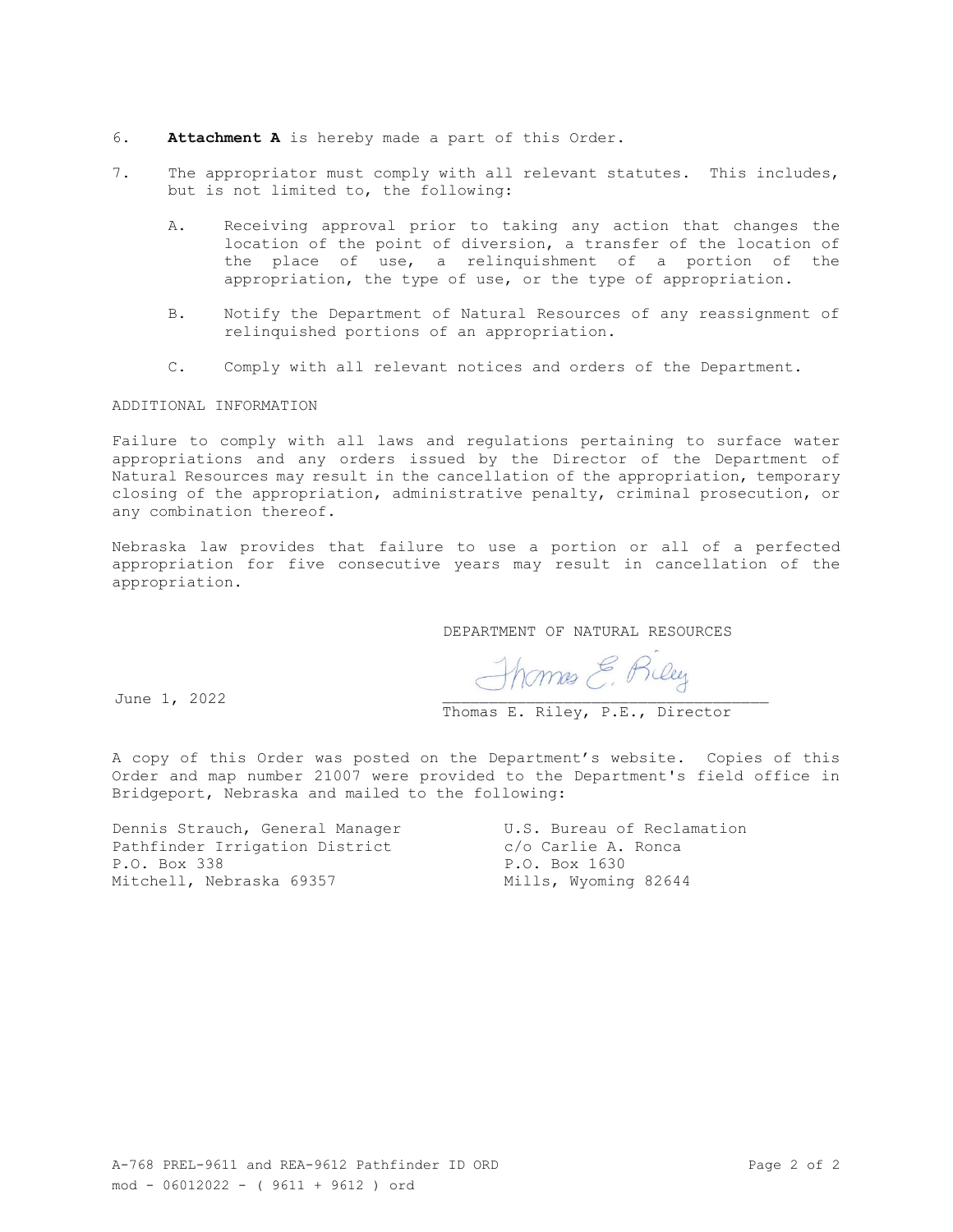6. **Attachment A** is hereby made a part of this Order.

7. The appropriator must comply with all relevant statutes. This includes, but is not limited to, the following:

   A. Receiving approval prior to taking any action that changes the location of the point of diversion, a transfer of the location of the place of use, a relinquishment of a portion of the appropriation, the type of use, or the type of appropriation.

   B. Notify the Department of Natural Resources of any reassignment of relinquished portions of an appropriation.

   C. Comply with all relevant notices and orders of the Department.

ADDITIONAL INFORMATION

Failure to comply with all laws and regulations pertaining to surface water appropriations and any orders issued by the Director of the Department of Natural Resources may result in the cancellation of the appropriation, temporary closing of the appropriation, administrative penalty, criminal prosecution, or any combination thereof.

Nebraska law provides that failure to use a portion or all of a perfected appropriation for five consecutive years may result in cancellation of the appropriation.

DEPARTMENT OF NATURAL RESOURCES

June 1, 2022

Thomas E. Riley, P.E., Director

A copy of this Order was posted on the Department's website. Copies of this Order and map number 21007 were provided to the Department's field office in Bridgeport, Nebraska and mailed to the following:

Dennis Strauch, General Manager
Pathfinder Irrigation District
P.O. Box 338
Mitchell, Nebraska 69357

U.S. Bureau of Reclamation
c/o Carlie A. Ronca
P.O. Box 1630
Mills, Wyoming 82644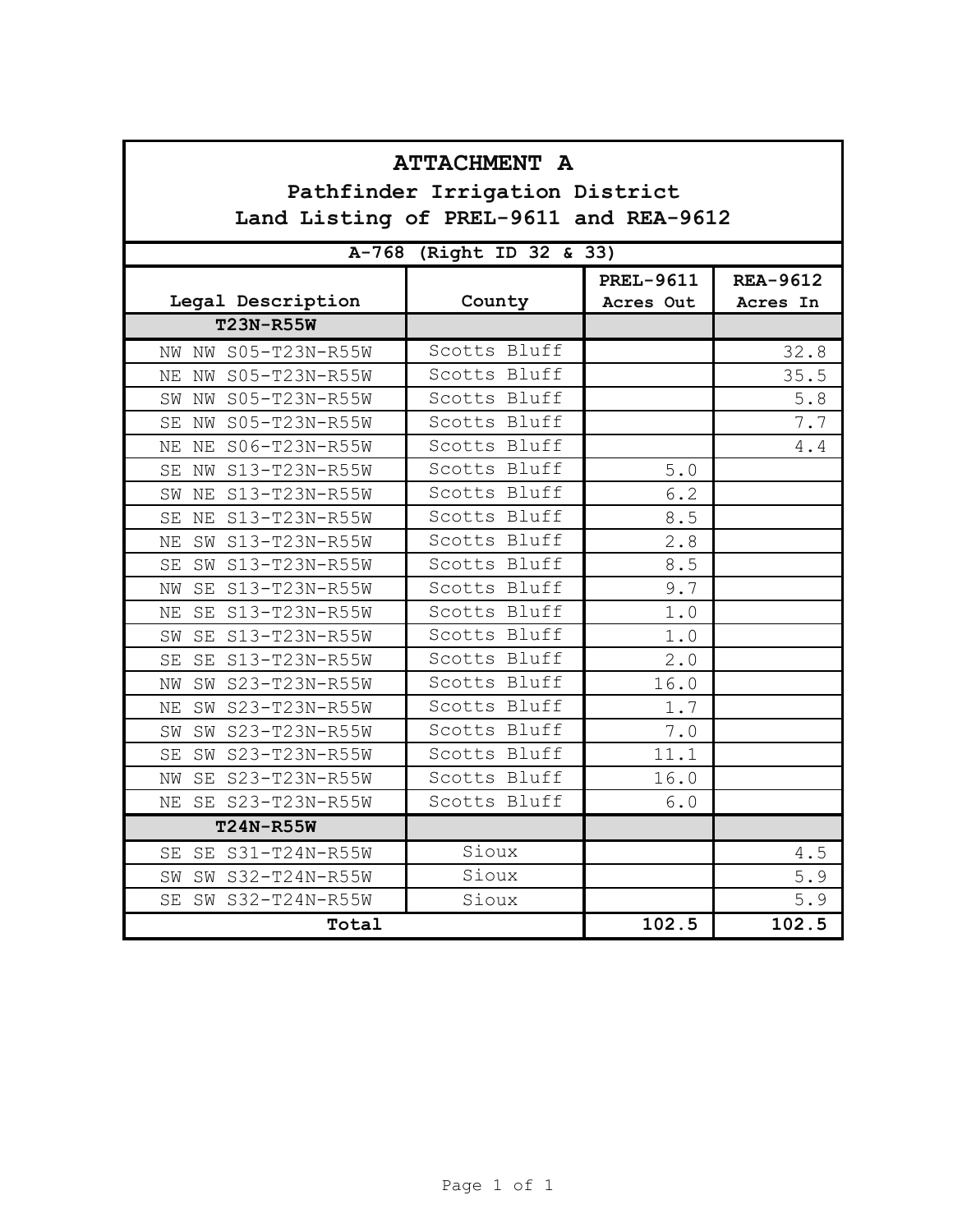# ATTACHMENT A

## Pathfinder Irrigation District

## Land Listing of PREL-9611 and REA-9612

| A-768 (Right ID 32 & 33) | | | |
|---|---|---|---|
| **Legal Description** | **County** | **PREL-9611 Acres Out** | **REA-9612 Acres In** |
| **T23N-R55W** | | | |
| NW NW S05-T23N-R55W | Scotts Bluff | | 32.8 |
| NE NW S05-T23N-R55W | Scotts Bluff | | 35.5 |
| SW NW S05-T23N-R55W | Scotts Bluff | | 5.8 |
| SE NW S05-T23N-R55W | Scotts Bluff | | 7.7 |
| NE NE S06-T23N-R55W | Scotts Bluff | | 4.4 |
| SE NW S13-T23N-R55W | Scotts Bluff | 5.0 | |
| SW NE S13-T23N-R55W | Scotts Bluff | 6.2 | |
| SE NE S13-T23N-R55W | Scotts Bluff | 8.5 | |
| NE SW S13-T23N-R55W | Scotts Bluff | 2.8 | |
| SE SW S13-T23N-R55W | Scotts Bluff | 8.5 | |
| NW SE S13-T23N-R55W | Scotts Bluff | 9.7 | |
| NE SE S13-T23N-R55W | Scotts Bluff | 1.0 | |
| SW SE S13-T23N-R55W | Scotts Bluff | 1.0 | |
| SE SE S13-T23N-R55W | Scotts Bluff | 2.0 | |
| NW SW S23-T23N-R55W | Scotts Bluff | 16.0 | |
| NE SW S23-T23N-R55W | Scotts Bluff | 1.7 | |
| SW SW S23-T23N-R55W | Scotts Bluff | 7.0 | |
| SE SW S23-T23N-R55W | Scotts Bluff | 11.1 | |
| NW SE S23-T23N-R55W | Scotts Bluff | 16.0 | |
| NE SE S23-T23N-R55W | Scotts Bluff | 6.0 | |
| **T24N-R55W** | | | |
| SE SE S31-T24N-R55W | Sioux | | 4.5 |
| SW SW S32-T24N-R55W | Sioux | | 5.9 |
| SE SW S32-T24N-R55W | Sioux | | 5.9 |
| **Total** | | **102.5** | **102.5** |